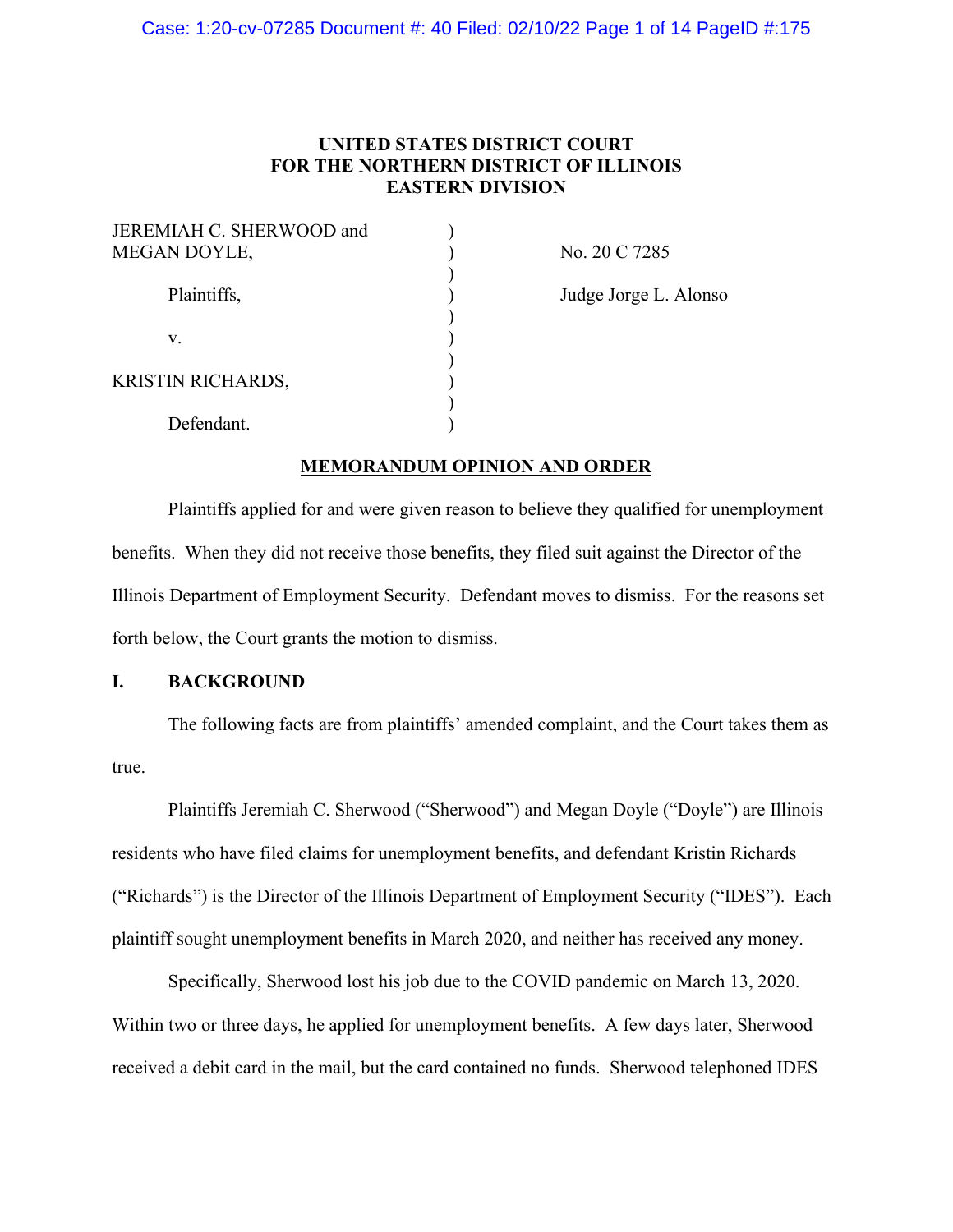**UNITED STATES DISTRICT COURT**
**FOR THE NORTHERN DISTRICT OF ILLINOIS**
**EASTERN DIVISION**

JEREMIAH C. SHERWOOD and MEGAN DOYLE,

Plaintiffs,

v.

KRISTIN RICHARDS,

Defendant.

No. 20 C 7285

Judge Jorge L. Alonso

**MEMORANDUM OPINION AND ORDER**

Plaintiffs applied for and were given reason to believe they qualified for unemployment benefits. When they did not receive those benefits, they filed suit against the Director of the Illinois Department of Employment Security. Defendant moves to dismiss. For the reasons set forth below, the Court grants the motion to dismiss.

## I. BACKGROUND

The following facts are from plaintiffs' amended complaint, and the Court takes them as true.

Plaintiffs Jeremiah C. Sherwood ("Sherwood") and Megan Doyle ("Doyle") are Illinois residents who have filed claims for unemployment benefits, and defendant Kristin Richards ("Richards") is the Director of the Illinois Department of Employment Security ("IDES"). Each plaintiff sought unemployment benefits in March 2020, and neither has received any money.

Specifically, Sherwood lost his job due to the COVID pandemic on March 13, 2020. Within two or three days, he applied for unemployment benefits. A few days later, Sherwood received a debit card in the mail, but the card contained no funds. Sherwood telephoned IDES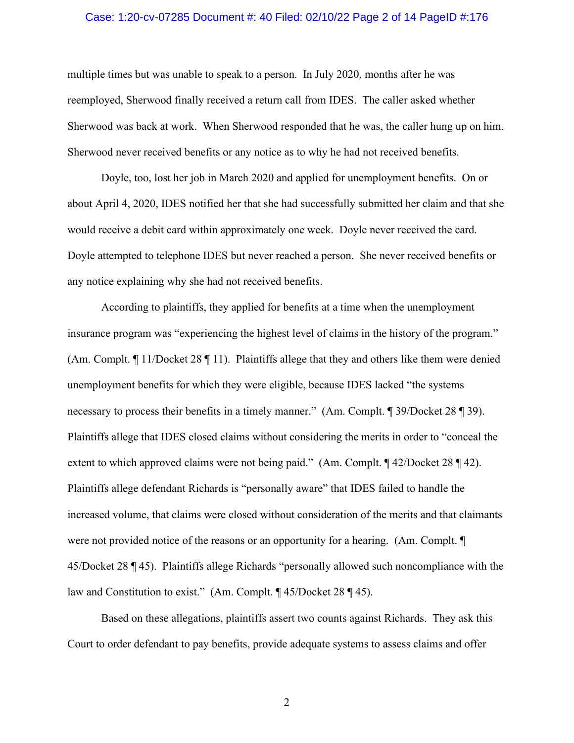multiple times but was unable to speak to a person. In July 2020, months after he was reemployed, Sherwood finally received a return call from IDES. The caller asked whether Sherwood was back at work. When Sherwood responded that he was, the caller hung up on him. Sherwood never received benefits or any notice as to why he had not received benefits.

Doyle, too, lost her job in March 2020 and applied for unemployment benefits. On or about April 4, 2020, IDES notified her that she had successfully submitted her claim and that she would receive a debit card within approximately one week. Doyle never received the card. Doyle attempted to telephone IDES but never reached a person. She never received benefits or any notice explaining why she had not received benefits.

According to plaintiffs, they applied for benefits at a time when the unemployment insurance program was "experiencing the highest level of claims in the history of the program." (Am. Compl. ¶ 11/Docket 28 ¶ 11). Plaintiffs allege that they and others like them were denied unemployment benefits for which they were eligible, because IDES lacked "the systems necessary to process their benefits in a timely manner." (Am. Compl. ¶ 39/Docket 28 ¶ 39). Plaintiffs allege that IDES closed claims without considering the merits in order to "conceal the extent to which approved claims were not being paid." (Am. Compl. ¶ 42/Docket 28 ¶ 42). Plaintiffs allege defendant Richards is "personally aware" that IDES failed to handle the increased volume, that claims were closed without consideration of the merits and that claimants were not provided notice of the reasons or an opportunity for a hearing. (Am. Compl. ¶ 45/Docket 28 ¶ 45). Plaintiffs allege Richards "personally allowed such noncompliance with the law and Constitution to exist." (Am. Compl. ¶ 45/Docket 28 ¶ 45).

Based on these allegations, plaintiffs assert two counts against Richards. They ask this Court to order defendant to pay benefits, provide adequate systems to assess claims and offer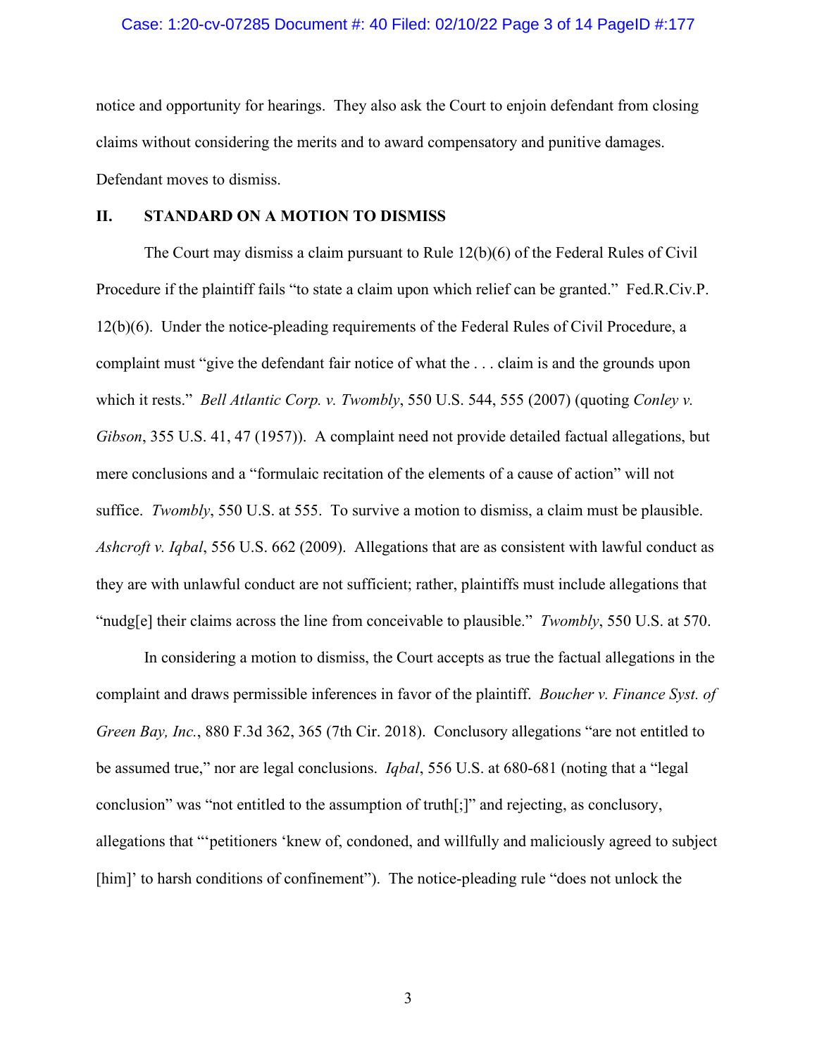notice and opportunity for hearings. They also ask the Court to enjoin defendant from closing claims without considering the merits and to award compensatory and punitive damages. Defendant moves to dismiss.

## II. STANDARD ON A MOTION TO DISMISS

The Court may dismiss a claim pursuant to Rule 12(b)(6) of the Federal Rules of Civil Procedure if the plaintiff fails "to state a claim upon which relief can be granted." Fed.R.Civ.P. 12(b)(6). Under the notice-pleading requirements of the Federal Rules of Civil Procedure, a complaint must "give the defendant fair notice of what the . . . claim is and the grounds upon which it rests." *Bell Atlantic Corp. v. Twombly*, 550 U.S. 544, 555 (2007) (quoting *Conley v. Gibson*, 355 U.S. 41, 47 (1957)). A complaint need not provide detailed factual allegations, but mere conclusions and a "formulaic recitation of the elements of a cause of action" will not suffice. *Twombly*, 550 U.S. at 555. To survive a motion to dismiss, a claim must be plausible. *Ashcroft v. Iqbal*, 556 U.S. 662 (2009). Allegations that are as consistent with lawful conduct as they are with unlawful conduct are not sufficient; rather, plaintiffs must include allegations that "nudg[e] their claims across the line from conceivable to plausible." *Twombly*, 550 U.S. at 570.

In considering a motion to dismiss, the Court accepts as true the factual allegations in the complaint and draws permissible inferences in favor of the plaintiff. *Boucher v. Finance Syst. of Green Bay, Inc.*, 880 F.3d 362, 365 (7th Cir. 2018). Conclusory allegations "are not entitled to be assumed true," nor are legal conclusions. *Iqbal*, 556 U.S. at 680-681 (noting that a "legal conclusion" was "not entitled to the assumption of truth[;]" and rejecting, as conclusory, allegations that "'petitioners 'knew of, condoned, and willfully and maliciously agreed to subject [him]' to harsh conditions of confinement"). The notice-pleading rule "does not unlock the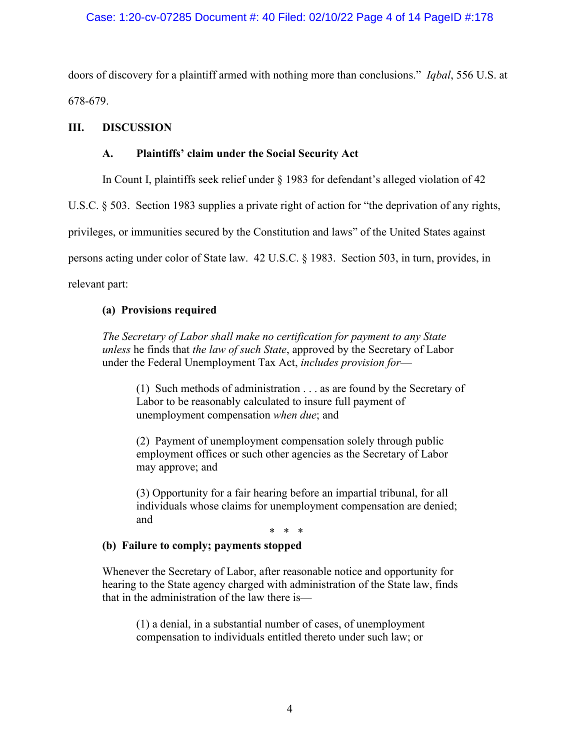doors of discovery for a plaintiff armed with nothing more than conclusions." *Iqbal*, 556 U.S. at 678-679.

## III. DISCUSSION

### A. Plaintiffs' claim under the Social Security Act

In Count I, plaintiffs seek relief under § 1983 for defendant's alleged violation of 42 U.S.C. § 503. Section 1983 supplies a private right of action for "the deprivation of any rights, privileges, or immunities secured by the Constitution and laws" of the United States against persons acting under color of State law. 42 U.S.C. § 1983. Section 503, in turn, provides, in relevant part:

> **(a) Provisions required**
>
> *The Secretary of Labor shall make no certification for payment to any State unless* he finds that *the law of such State*, approved by the Secretary of Labor under the Federal Unemployment Tax Act, *includes provision for*—
>
> > (1) Such methods of administration . . . as are found by the Secretary of Labor to be reasonably calculated to insure full payment of unemployment compensation *when due*; and
> >
> > (2) Payment of unemployment compensation solely through public employment offices or such other agencies as the Secretary of Labor may approve; and
> >
> > (3) Opportunity for a fair hearing before an impartial tribunal, for all individuals whose claims for unemployment compensation are denied; and
>
> \* \* \*
>
> **(b) Failure to comply; payments stopped**
>
> Whenever the Secretary of Labor, after reasonable notice and opportunity for hearing to the State agency charged with administration of the State law, finds that in the administration of the law there is—
>
> > (1) a denial, in a substantial number of cases, of unemployment compensation to individuals entitled thereto under such law; or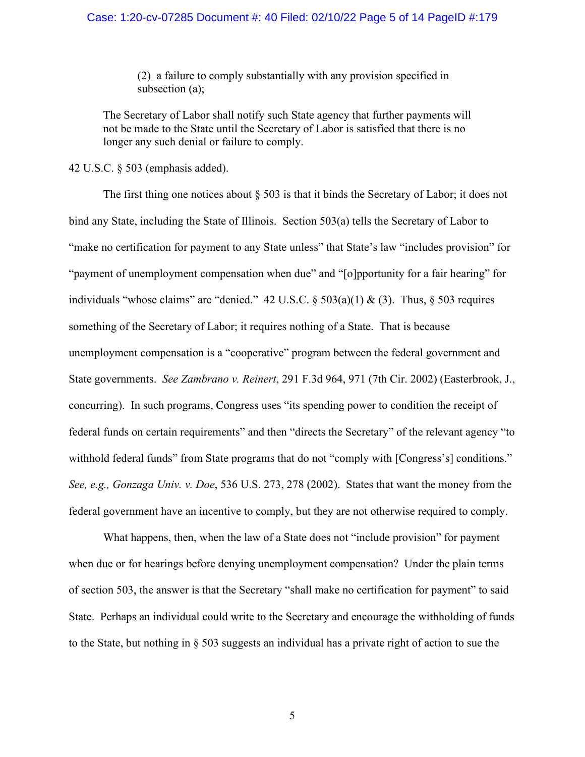> (2) a failure to comply substantially with any provision specified in subsection (a);
>
> The Secretary of Labor shall notify such State agency that further payments will not be made to the State until the Secretary of Labor is satisfied that there is no longer any such denial or failure to comply.

42 U.S.C. § 503 (emphasis added).

The first thing one notices about § 503 is that it binds the Secretary of Labor; it does not bind any State, including the State of Illinois. Section 503(a) tells the Secretary of Labor to "make no certification for payment to any State unless" that State's law "includes provision" for "payment of unemployment compensation when due" and "[o]pportunity for a fair hearing" for individuals "whose claims" are "denied." 42 U.S.C. § 503(a)(1) & (3). Thus, § 503 requires something of the Secretary of Labor; it requires nothing of a State. That is because unemployment compensation is a "cooperative" program between the federal government and State governments. *See Zambrano v. Reinert*, 291 F.3d 964, 971 (7th Cir. 2002) (Easterbrook, J., concurring). In such programs, Congress uses "its spending power to condition the receipt of federal funds on certain requirements" and then "directs the Secretary" of the relevant agency "to withhold federal funds" from State programs that do not "comply with [Congress's] conditions." *See, e.g., Gonzaga Univ. v. Doe*, 536 U.S. 273, 278 (2002). States that want the money from the federal government have an incentive to comply, but they are not otherwise required to comply.

What happens, then, when the law of a State does not "include provision" for payment when due or for hearings before denying unemployment compensation? Under the plain terms of section 503, the answer is that the Secretary "shall make no certification for payment" to said State. Perhaps an individual could write to the Secretary and encourage the withholding of funds to the State, but nothing in § 503 suggests an individual has a private right of action to sue the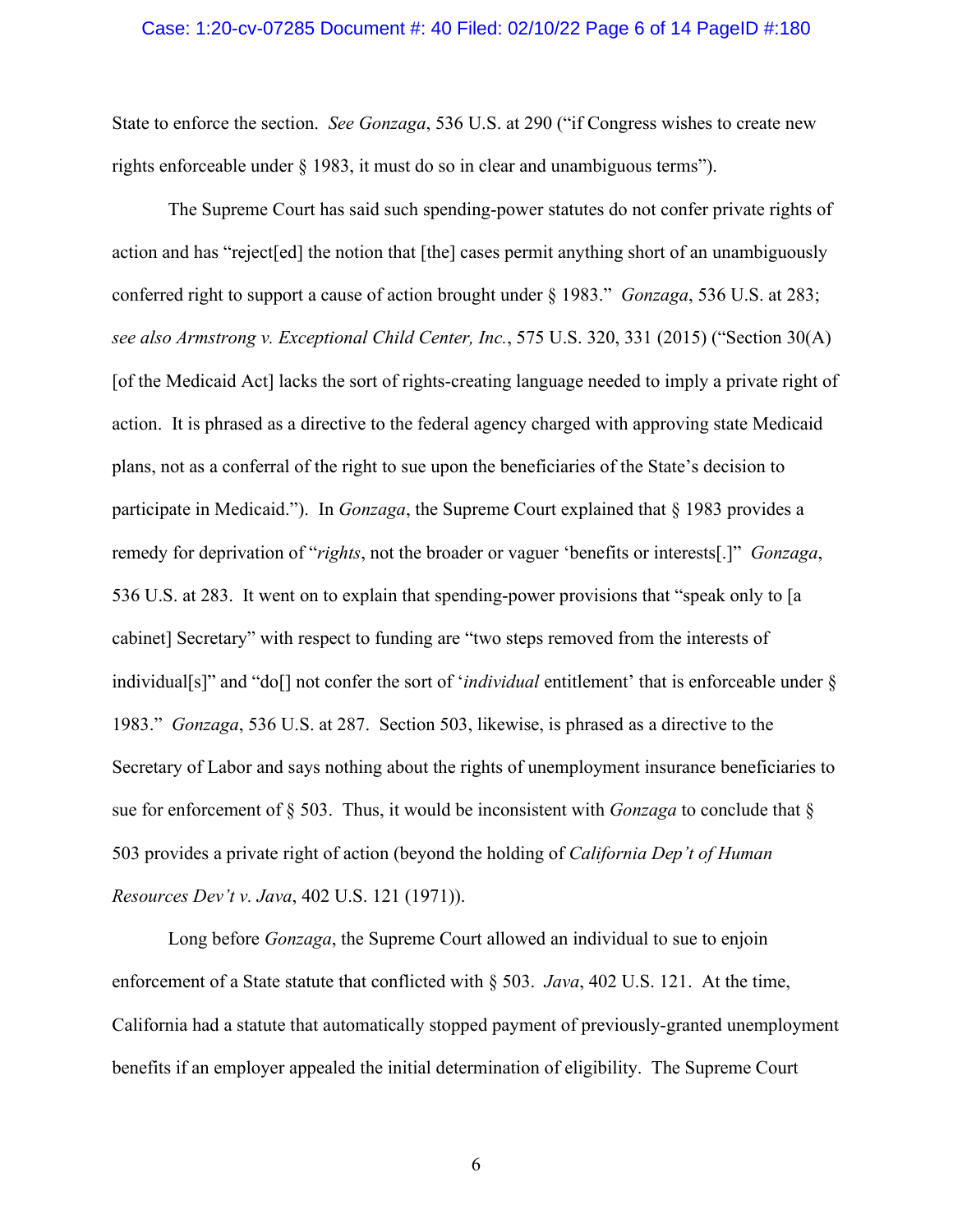State to enforce the section. *See Gonzaga*, 536 U.S. at 290 ("if Congress wishes to create new rights enforceable under § 1983, it must do so in clear and unambiguous terms").

The Supreme Court has said such spending-power statutes do not confer private rights of action and has "reject[ed] the notion that [the] cases permit anything short of an unambiguously conferred right to support a cause of action brought under § 1983." *Gonzaga*, 536 U.S. at 283; *see also Armstrong v. Exceptional Child Center, Inc.*, 575 U.S. 320, 331 (2015) ("Section 30(A) [of the Medicaid Act] lacks the sort of rights-creating language needed to imply a private right of action. It is phrased as a directive to the federal agency charged with approving state Medicaid plans, not as a conferral of the right to sue upon the beneficiaries of the State's decision to participate in Medicaid."). In *Gonzaga*, the Supreme Court explained that § 1983 provides a remedy for deprivation of "*rights*, not the broader or vaguer 'benefits or interests[.]" *Gonzaga*, 536 U.S. at 283. It went on to explain that spending-power provisions that "speak only to [a cabinet] Secretary" with respect to funding are "two steps removed from the interests of individual[s]" and "do[] not confer the sort of '*individual* entitlement' that is enforceable under § 1983." *Gonzaga*, 536 U.S. at 287. Section 503, likewise, is phrased as a directive to the Secretary of Labor and says nothing about the rights of unemployment insurance beneficiaries to sue for enforcement of § 503. Thus, it would be inconsistent with *Gonzaga* to conclude that § 503 provides a private right of action (beyond the holding of *California Dep't of Human Resources Dev't v. Java*, 402 U.S. 121 (1971)).

Long before *Gonzaga*, the Supreme Court allowed an individual to sue to enjoin enforcement of a State statute that conflicted with § 503. *Java*, 402 U.S. 121. At the time, California had a statute that automatically stopped payment of previously-granted unemployment benefits if an employer appealed the initial determination of eligibility. The Supreme Court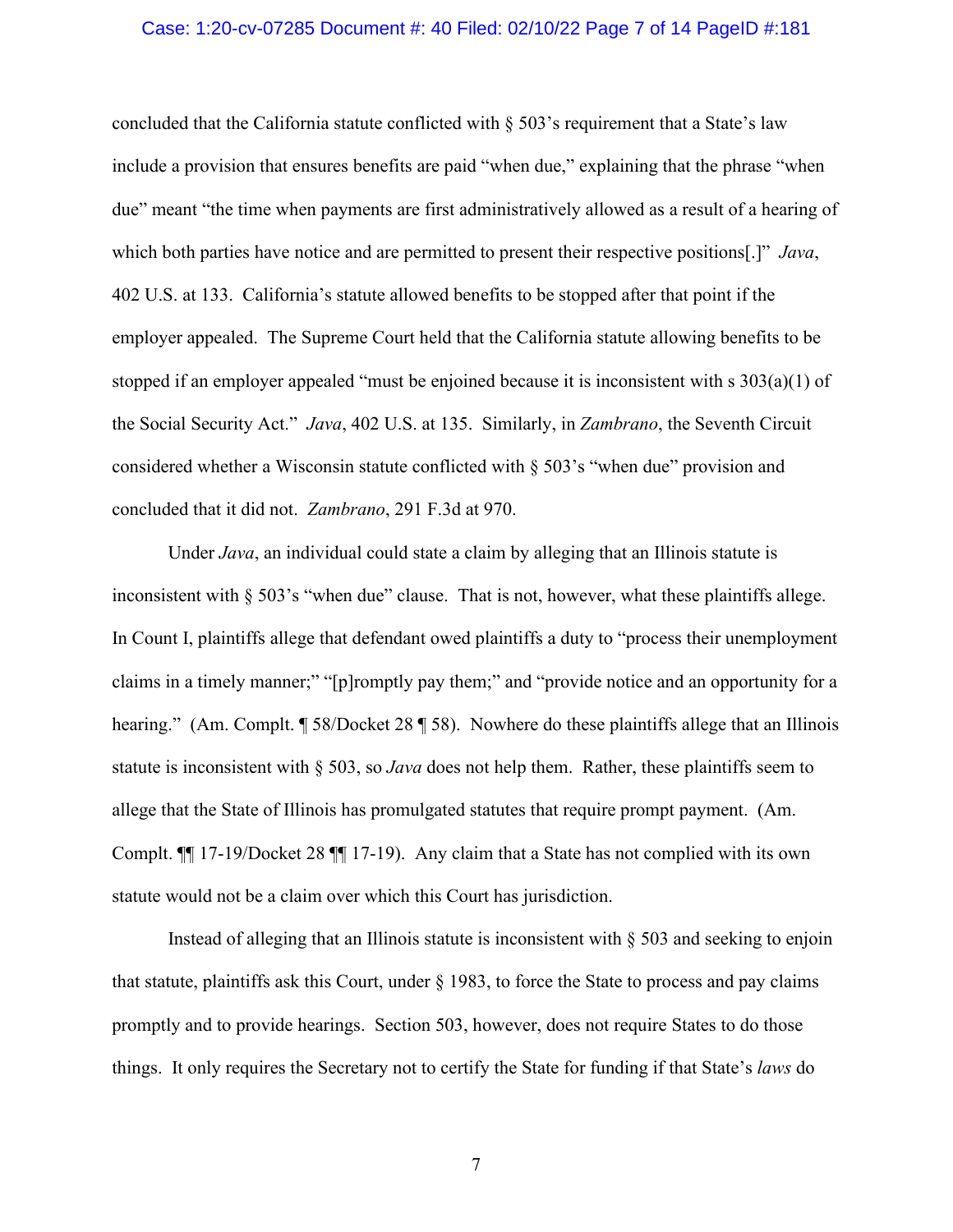concluded that the California statute conflicted with § 503's requirement that a State's law include a provision that ensures benefits are paid "when due," explaining that the phrase "when due" meant "the time when payments are first administratively allowed as a result of a hearing of which both parties have notice and are permitted to present their respective positions[.]" *Java*, 402 U.S. at 133. California's statute allowed benefits to be stopped after that point if the employer appealed. The Supreme Court held that the California statute allowing benefits to be stopped if an employer appealed "must be enjoined because it is inconsistent with s 303(a)(1) of the Social Security Act." *Java*, 402 U.S. at 135. Similarly, in *Zambrano*, the Seventh Circuit considered whether a Wisconsin statute conflicted with § 503's "when due" provision and concluded that it did not. *Zambrano*, 291 F.3d at 970.

Under *Java*, an individual could state a claim by alleging that an Illinois statute is inconsistent with § 503's "when due" clause. That is not, however, what these plaintiffs allege. In Count I, plaintiffs allege that defendant owed plaintiffs a duty to "process their unemployment claims in a timely manner;" "[p]romptly pay them;" and "provide notice and an opportunity for a hearing." (Am. Compl. ¶ 58/Docket 28 ¶ 58). Nowhere do these plaintiffs allege that an Illinois statute is inconsistent with § 503, so *Java* does not help them. Rather, these plaintiffs seem to allege that the State of Illinois has promulgated statutes that require prompt payment. (Am. Compl. ¶¶ 17-19/Docket 28 ¶¶ 17-19). Any claim that a State has not complied with its own statute would not be a claim over which this Court has jurisdiction.

Instead of alleging that an Illinois statute is inconsistent with § 503 and seeking to enjoin that statute, plaintiffs ask this Court, under § 1983, to force the State to process and pay claims promptly and to provide hearings. Section 503, however, does not require States to do those things. It only requires the Secretary not to certify the State for funding if that State's *laws* do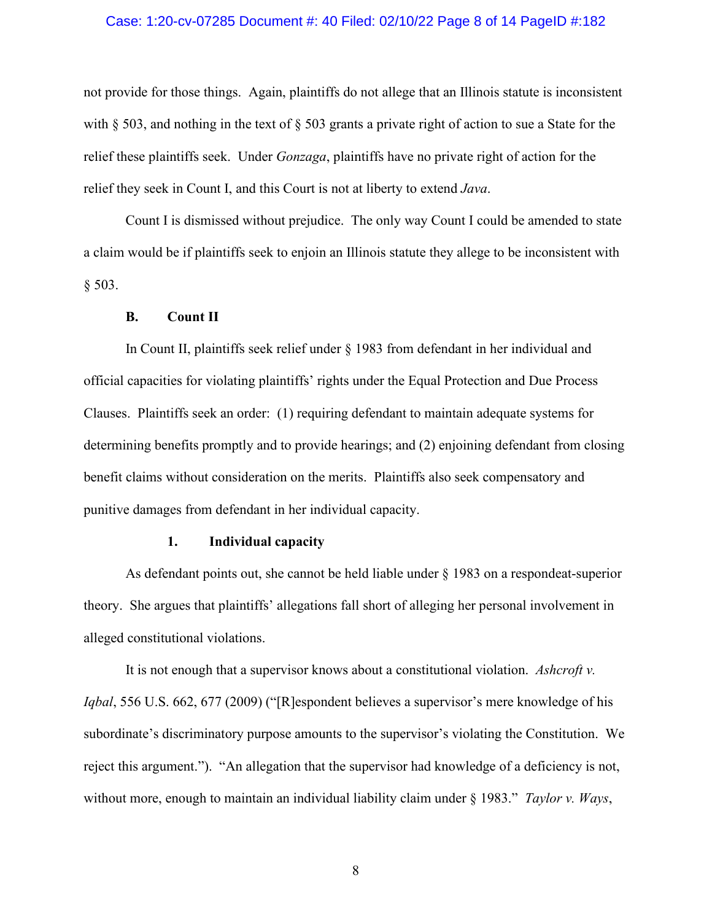not provide for those things. Again, plaintiffs do not allege that an Illinois statute is inconsistent with § 503, and nothing in the text of § 503 grants a private right of action to sue a State for the relief these plaintiffs seek. Under *Gonzaga*, plaintiffs have no private right of action for the relief they seek in Count I, and this Court is not at liberty to extend *Java*.

Count I is dismissed without prejudice. The only way Count I could be amended to state a claim would be if plaintiffs seek to enjoin an Illinois statute they allege to be inconsistent with § 503.

### B. Count II

In Count II, plaintiffs seek relief under § 1983 from defendant in her individual and official capacities for violating plaintiffs' rights under the Equal Protection and Due Process Clauses. Plaintiffs seek an order: (1) requiring defendant to maintain adequate systems for determining benefits promptly and to provide hearings; and (2) enjoining defendant from closing benefit claims without consideration on the merits. Plaintiffs also seek compensatory and punitive damages from defendant in her individual capacity.

#### 1. Individual capacity

As defendant points out, she cannot be held liable under § 1983 on a respondeat-superior theory. She argues that plaintiffs' allegations fall short of alleging her personal involvement in alleged constitutional violations.

It is not enough that a supervisor knows about a constitutional violation. *Ashcroft v. Iqbal*, 556 U.S. 662, 677 (2009) ("[R]espondent believes a supervisor's mere knowledge of his subordinate's discriminatory purpose amounts to the supervisor's violating the Constitution. We reject this argument."). "An allegation that the supervisor had knowledge of a deficiency is not, without more, enough to maintain an individual liability claim under § 1983." *Taylor v. Ways*,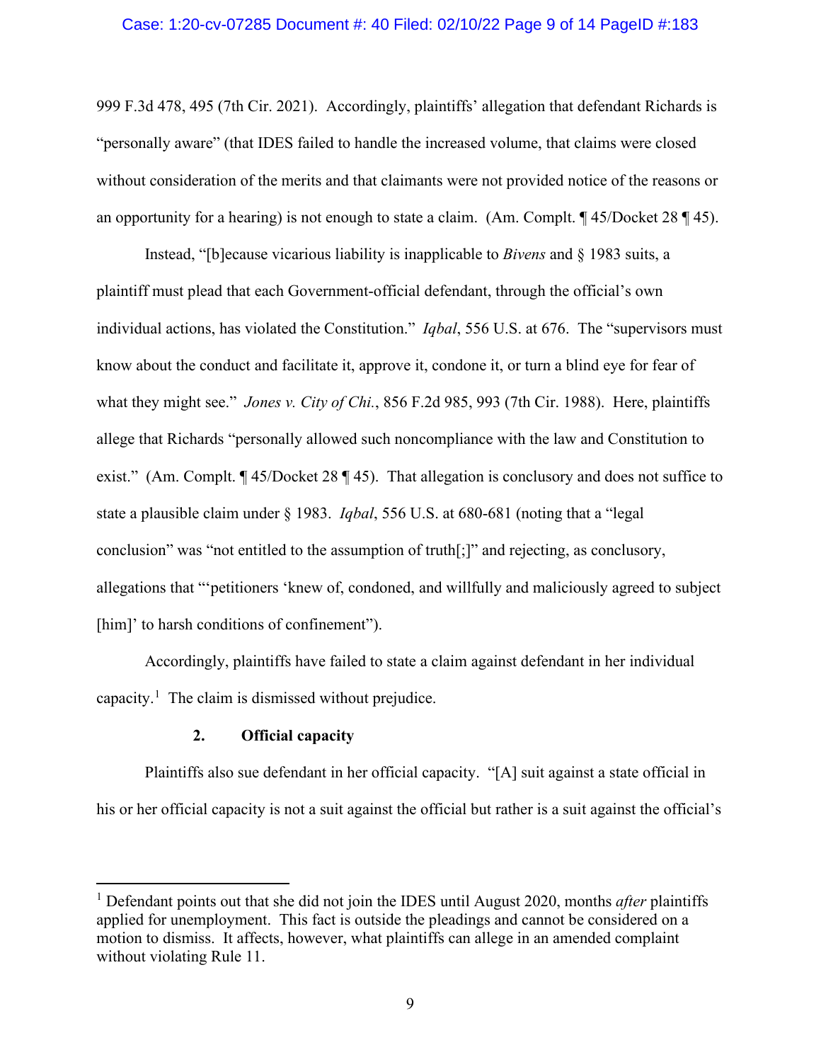999 F.3d 478, 495 (7th Cir. 2021). Accordingly, plaintiffs' allegation that defendant Richards is "personally aware" (that IDES failed to handle the increased volume, that claims were closed without consideration of the merits and that claimants were not provided notice of the reasons or an opportunity for a hearing) is not enough to state a claim. (Am. Compl. ¶ 45/Docket 28 ¶ 45).

Instead, "[b]ecause vicarious liability is inapplicable to *Bivens* and § 1983 suits, a plaintiff must plead that each Government-official defendant, through the official's own individual actions, has violated the Constitution." *Iqbal*, 556 U.S. at 676. The "supervisors must know about the conduct and facilitate it, approve it, condone it, or turn a blind eye for fear of what they might see." *Jones v. City of Chi.*, 856 F.2d 985, 993 (7th Cir. 1988). Here, plaintiffs allege that Richards "personally allowed such noncompliance with the law and Constitution to exist." (Am. Compl. ¶ 45/Docket 28 ¶ 45). That allegation is conclusory and does not suffice to state a plausible claim under § 1983. *Iqbal*, 556 U.S. at 680-681 (noting that a "legal conclusion" was "not entitled to the assumption of truth[;]" and rejecting, as conclusory, allegations that "'petitioners 'knew of, condoned, and willfully and maliciously agreed to subject [him]' to harsh conditions of confinement").

Accordingly, plaintiffs have failed to state a claim against defendant in her individual capacity.[1] The claim is dismissed without prejudice.

### 2. Official capacity

Plaintiffs also sue defendant in her official capacity. "[A] suit against a state official in his or her official capacity is not a suit against the official but rather is a suit against the official's

---

[1] Defendant points out that she did not join the IDES until August 2020, months *after* plaintiffs applied for unemployment. This fact is outside the pleadings and cannot be considered on a motion to dismiss. It affects, however, what plaintiffs can allege in an amended complaint without violating Rule 11.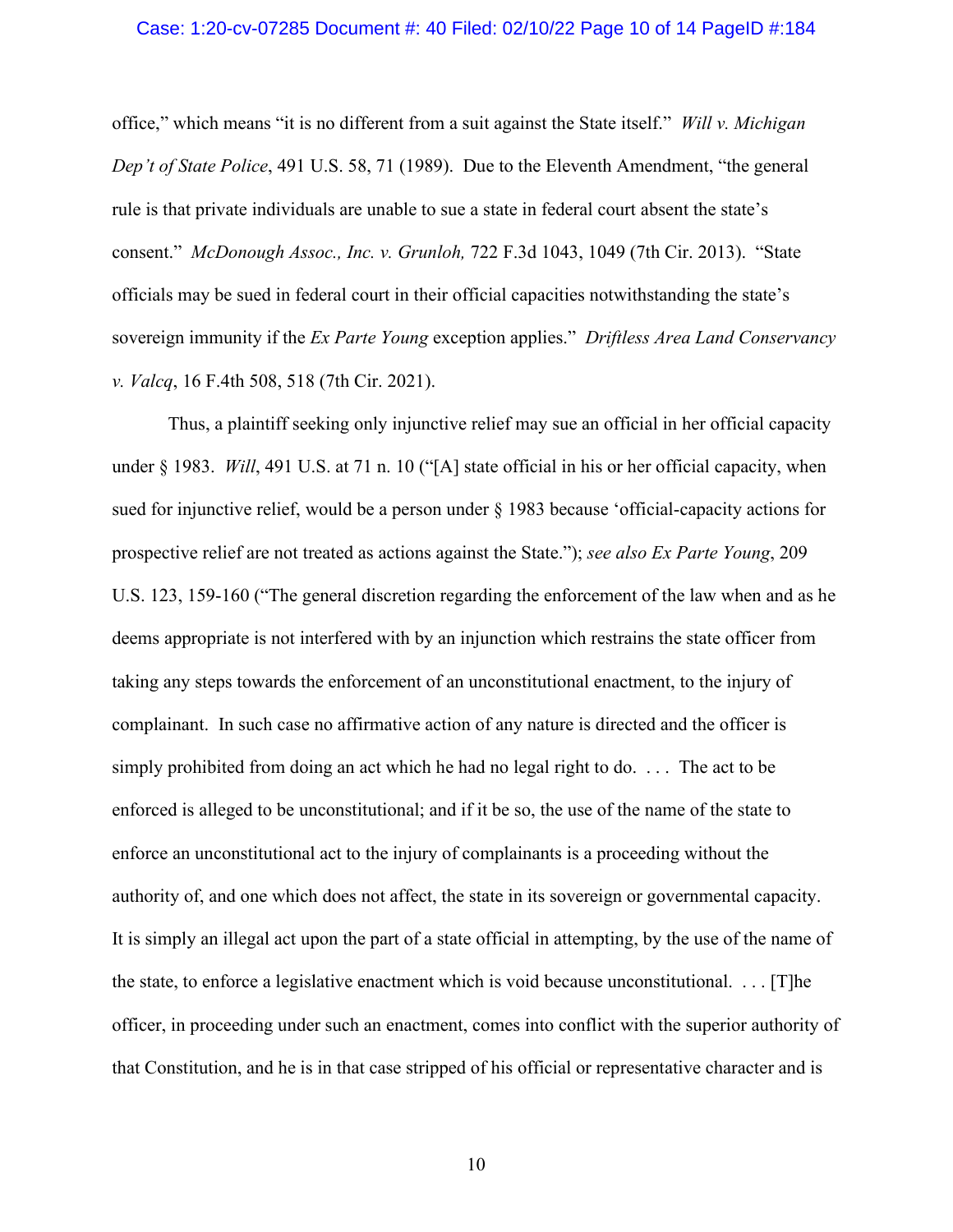office," which means "it is no different from a suit against the State itself." *Will v. Michigan Dep't of State Police*, 491 U.S. 58, 71 (1989). Due to the Eleventh Amendment, "the general rule is that private individuals are unable to sue a state in federal court absent the state's consent." *McDonough Assoc., Inc. v. Grunloh,* 722 F.3d 1043, 1049 (7th Cir. 2013). "State officials may be sued in federal court in their official capacities notwithstanding the state's sovereign immunity if the *Ex Parte Young* exception applies." *Driftless Area Land Conservancy v. Valcq*, 16 F.4th 508, 518 (7th Cir. 2021).

Thus, a plaintiff seeking only injunctive relief may sue an official in her official capacity under § 1983. *Will*, 491 U.S. at 71 n. 10 ("[A] state official in his or her official capacity, when sued for injunctive relief, would be a person under § 1983 because 'official-capacity actions for prospective relief are not treated as actions against the State."); *see also Ex Parte Young*, 209 U.S. 123, 159-160 ("The general discretion regarding the enforcement of the law when and as he deems appropriate is not interfered with by an injunction which restrains the state officer from taking any steps towards the enforcement of an unconstitutional enactment, to the injury of complainant. In such case no affirmative action of any nature is directed and the officer is simply prohibited from doing an act which he had no legal right to do. . . . The act to be enforced is alleged to be unconstitutional; and if it be so, the use of the name of the state to enforce an unconstitutional act to the injury of complainants is a proceeding without the authority of, and one which does not affect, the state in its sovereign or governmental capacity. It is simply an illegal act upon the part of a state official in attempting, by the use of the name of the state, to enforce a legislative enactment which is void because unconstitutional. . . . [T]he officer, in proceeding under such an enactment, comes into conflict with the superior authority of that Constitution, and he is in that case stripped of his official or representative character and is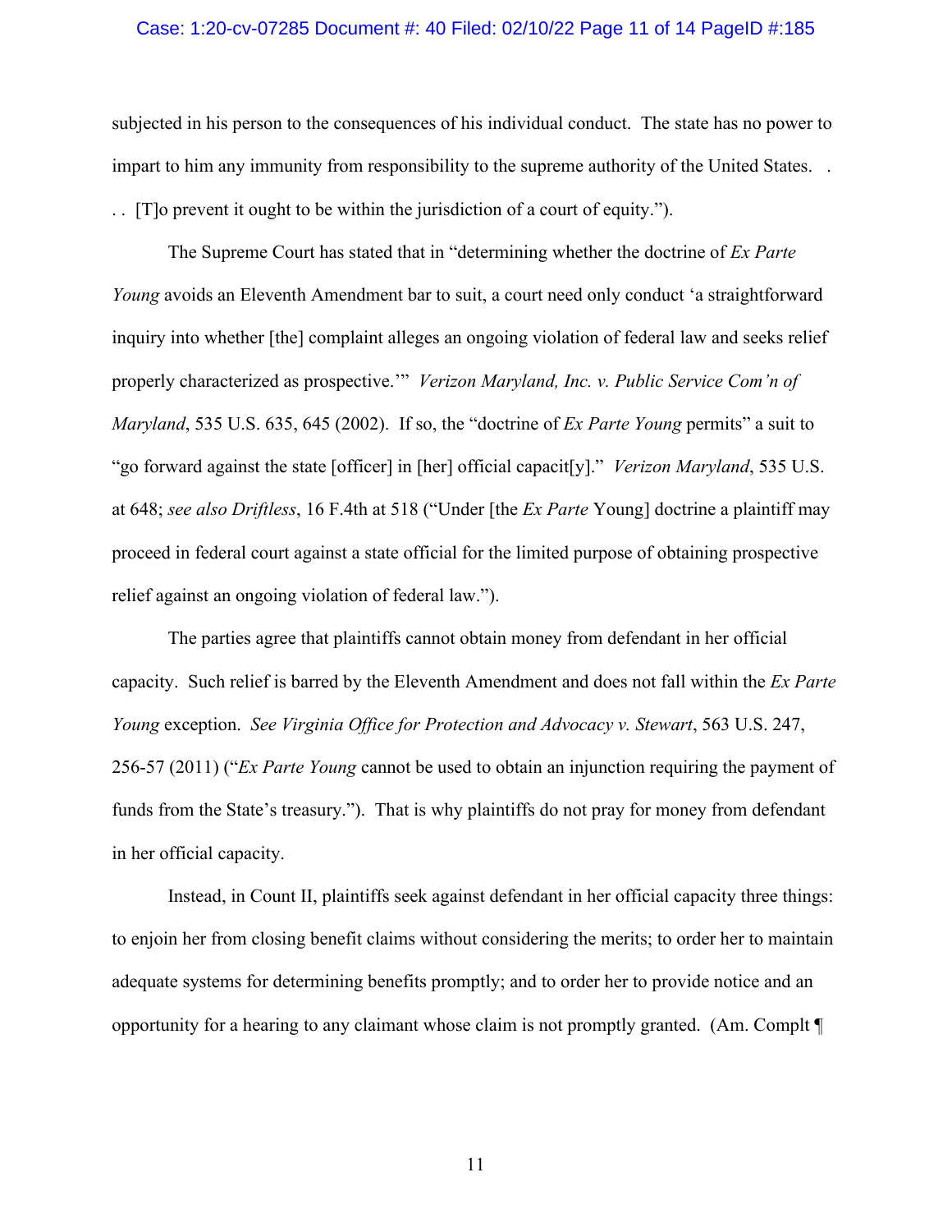subjected in his person to the consequences of his individual conduct. The state has no power to impart to him any immunity from responsibility to the supreme authority of the United States. . . . [T]o prevent it ought to be within the jurisdiction of a court of equity.").

The Supreme Court has stated that in "determining whether the doctrine of *Ex Parte Young* avoids an Eleventh Amendment bar to suit, a court need only conduct 'a straightforward inquiry into whether [the] complaint alleges an ongoing violation of federal law and seeks relief properly characterized as prospective.'" *Verizon Maryland, Inc. v. Public Service Com'n of Maryland*, 535 U.S. 635, 645 (2002). If so, the "doctrine of *Ex Parte Young* permits" a suit to "go forward against the state [officer] in [her] official capacit[y]." *Verizon Maryland*, 535 U.S. at 648; *see also Driftless*, 16 F.4th at 518 ("Under [the *Ex Parte* Young] doctrine a plaintiff may proceed in federal court against a state official for the limited purpose of obtaining prospective relief against an ongoing violation of federal law.").

The parties agree that plaintiffs cannot obtain money from defendant in her official capacity. Such relief is barred by the Eleventh Amendment and does not fall within the *Ex Parte Young* exception. *See Virginia Office for Protection and Advocacy v. Stewart*, 563 U.S. 247, 256-57 (2011) ("*Ex Parte Young* cannot be used to obtain an injunction requiring the payment of funds from the State's treasury."). That is why plaintiffs do not pray for money from defendant in her official capacity.

Instead, in Count II, plaintiffs seek against defendant in her official capacity three things: to enjoin her from closing benefit claims without considering the merits; to order her to maintain adequate systems for determining benefits promptly; and to order her to provide notice and an opportunity for a hearing to any claimant whose claim is not promptly granted. (Am. Complt ¶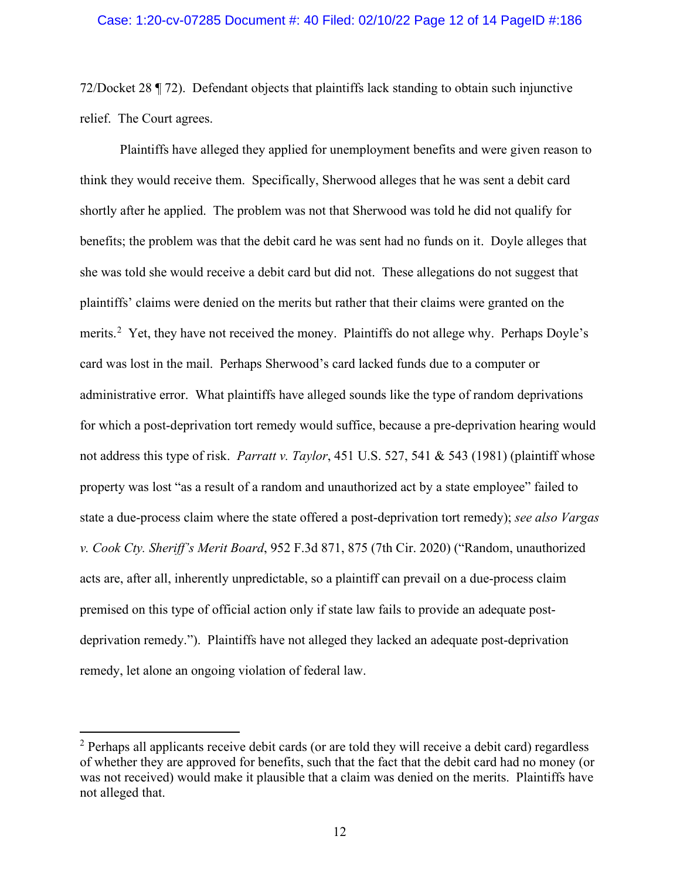72/Docket 28 ¶ 72). Defendant objects that plaintiffs lack standing to obtain such injunctive relief. The Court agrees.

Plaintiffs have alleged they applied for unemployment benefits and were given reason to think they would receive them. Specifically, Sherwood alleges that he was sent a debit card shortly after he applied. The problem was not that Sherwood was told he did not qualify for benefits; the problem was that the debit card he was sent had no funds on it. Doyle alleges that she was told she would receive a debit card but did not. These allegations do not suggest that plaintiffs' claims were denied on the merits but rather that their claims were granted on the merits.[2] Yet, they have not received the money. Plaintiffs do not allege why. Perhaps Doyle's card was lost in the mail. Perhaps Sherwood's card lacked funds due to a computer or administrative error. What plaintiffs have alleged sounds like the type of random deprivations for which a post-deprivation tort remedy would suffice, because a pre-deprivation hearing would not address this type of risk. *Parratt v. Taylor*, 451 U.S. 527, 541 & 543 (1981) (plaintiff whose property was lost "as a result of a random and unauthorized act by a state employee" failed to state a due-process claim where the state offered a post-deprivation tort remedy); *see also Vargas v. Cook Cty. Sheriff's Merit Board*, 952 F.3d 871, 875 (7th Cir. 2020) ("Random, unauthorized acts are, after all, inherently unpredictable, so a plaintiff can prevail on a due-process claim premised on this type of official action only if state law fails to provide an adequate post-deprivation remedy."). Plaintiffs have not alleged they lacked an adequate post-deprivation remedy, let alone an ongoing violation of federal law.

---

[2] Perhaps all applicants receive debit cards (or are told they will receive a debit card) regardless of whether they are approved for benefits, such that the fact that the debit card had no money (or was not received) would make it plausible that a claim was denied on the merits. Plaintiffs have not alleged that.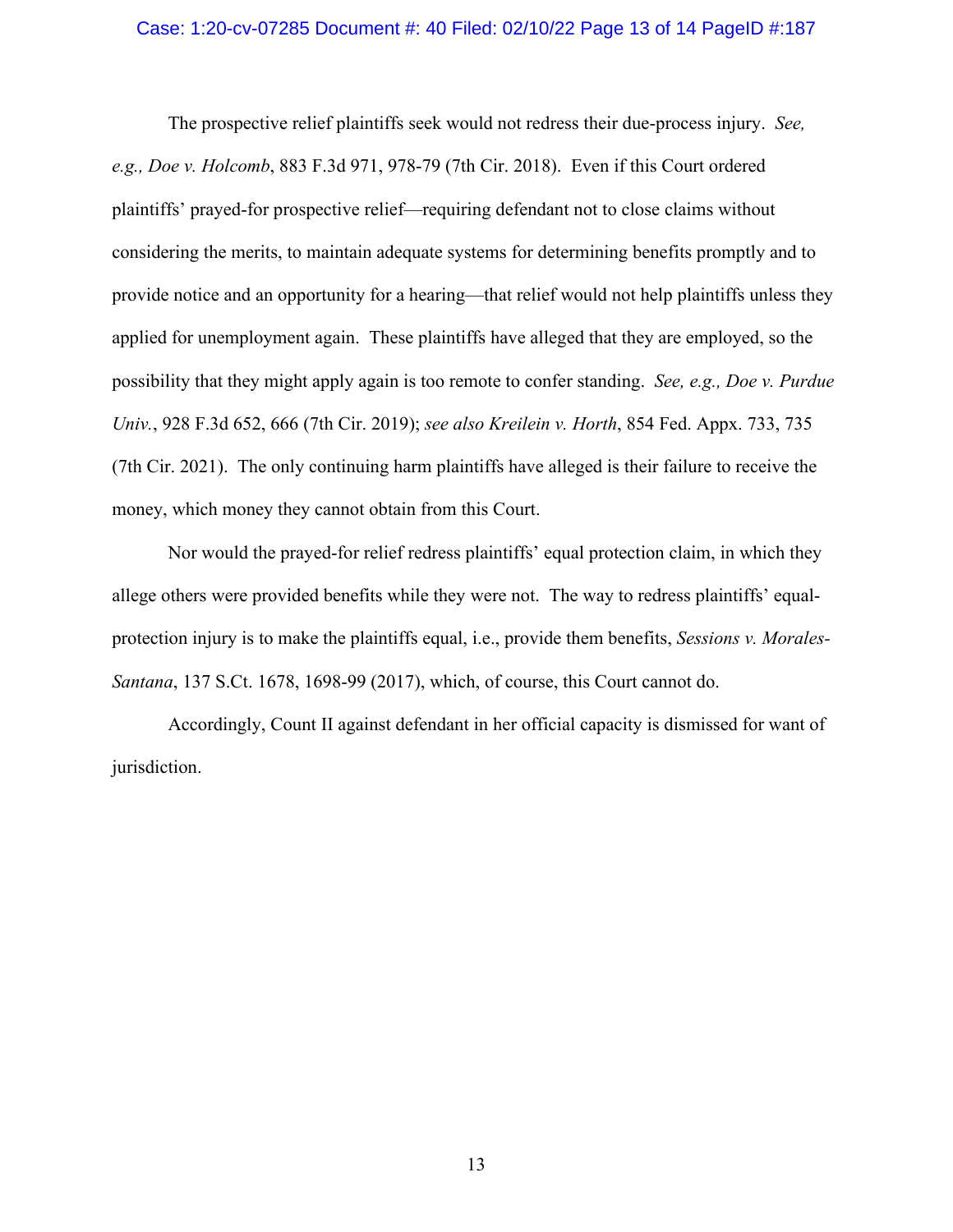The prospective relief plaintiffs seek would not redress their due-process injury. *See, e.g., Doe v. Holcomb*, 883 F.3d 971, 978-79 (7th Cir. 2018). Even if this Court ordered plaintiffs' prayed-for prospective relief—requiring defendant not to close claims without considering the merits, to maintain adequate systems for determining benefits promptly and to provide notice and an opportunity for a hearing—that relief would not help plaintiffs unless they applied for unemployment again. These plaintiffs have alleged that they are employed, so the possibility that they might apply again is too remote to confer standing. *See, e.g., Doe v. Purdue Univ.*, 928 F.3d 652, 666 (7th Cir. 2019); *see also Kreilein v. Horth*, 854 Fed. Appx. 733, 735 (7th Cir. 2021). The only continuing harm plaintiffs have alleged is their failure to receive the money, which money they cannot obtain from this Court.

Nor would the prayed-for relief redress plaintiffs' equal protection claim, in which they allege others were provided benefits while they were not. The way to redress plaintiffs' equal-protection injury is to make the plaintiffs equal, i.e., provide them benefits, *Sessions v. Morales-Santana*, 137 S.Ct. 1678, 1698-99 (2017), which, of course, this Court cannot do.

Accordingly, Count II against defendant in her official capacity is dismissed for want of jurisdiction.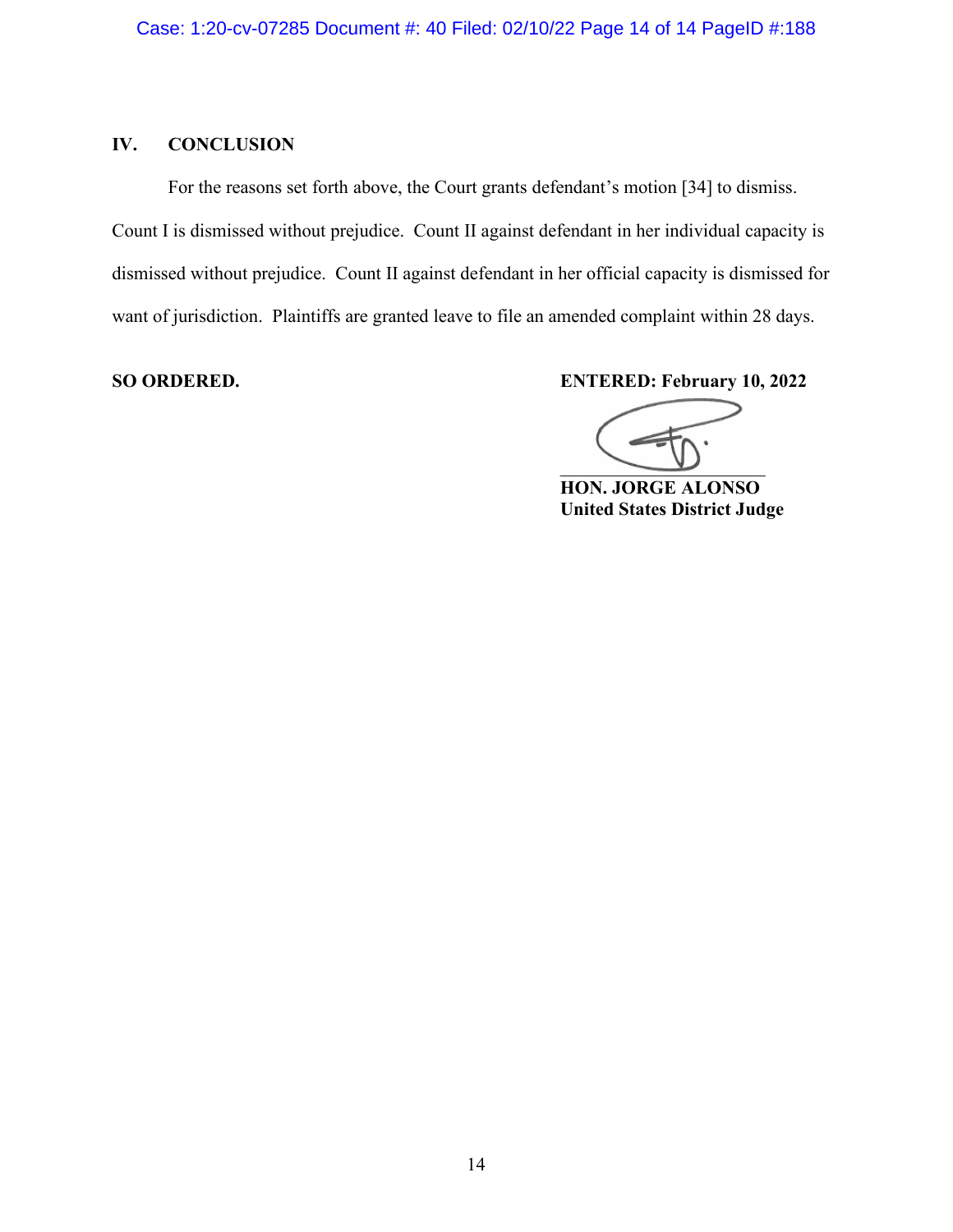## IV. CONCLUSION

For the reasons set forth above, the Court grants defendant's motion [34] to dismiss. Count I is dismissed without prejudice. Count II against defendant in her individual capacity is dismissed without prejudice. Count II against defendant in her official capacity is dismissed for want of jurisdiction. Plaintiffs are granted leave to file an amended complaint within 28 days.

**SO ORDERED.**

**ENTERED: February 10, 2022**

**HON. JORGE ALONSO**
**United States District Judge**